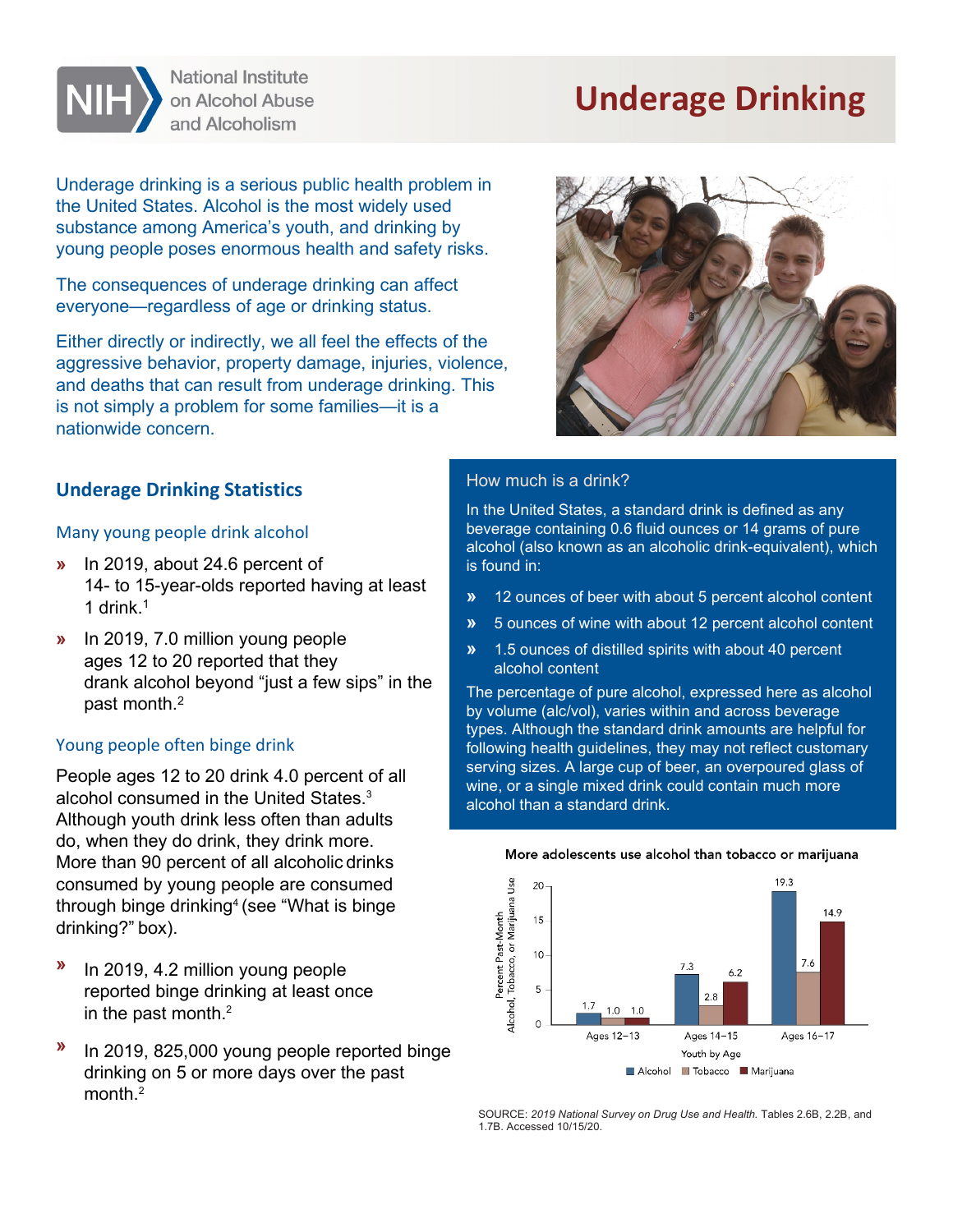National Institute on Alcohol Abuse and Alcoholism

# Underage Drinking

Underage drinking is a serious public health problem in the United States. Alcohol is the most widely used substance among America's youth, and drinking by young people poses enormous health and safety risks.

The consequences of underage drinking can affect everyone—regardless of age or drinking status.

Either directly or indirectly, we all feel the effects of the aggressive behavior, property damage, injuries, violence, and deaths that can result from underage drinking. This is not simply a problem for some families—it is a nationwide concern.

## Underage Drinking Statistics

### Many young people drink alcohol

- In 2019, about 24.6 percent of 14- to 15-year-olds reported having at least 1 drink.[1]
- In 2019, 7.0 million young people ages 12 to 20 reported that they drank alcohol beyond "just a few sips" in the past month.[2]

### Young people often binge drink

People ages 12 to 20 drink 4.0 percent of all alcohol consumed in the United States.[3] Although youth drink less often than adults do, when they do drink, they drink more. More than 90 percent of all alcoholic drinks consumed by young people are consumed through binge drinking[4] (see "What is binge drinking?" box).

- In 2019, 4.2 million young people reported binge drinking at least once in the past month.[2]
- In 2019, 825,000 young people reported binge drinking on 5 or more days over the past month.[2]

### How much is a drink?

In the United States, a standard drink is defined as any beverage containing 0.6 fluid ounces or 14 grams of pure alcohol (also known as an alcoholic drink-equivalent), which is found in:

- 12 ounces of beer with about 5 percent alcohol content
- 5 ounces of wine with about 12 percent alcohol content
- 1.5 ounces of distilled spirits with about 40 percent alcohol content

The percentage of pure alcohol, expressed here as alcohol by volume (alc/vol), varies within and across beverage types. Although the standard drink amounts are helpful for following health guidelines, they may not reflect customary serving sizes. A large cup of beer, an overpoured glass of wine, or a single mixed drink could contain much more alcohol than a standard drink.

**More adolescents use alcohol than tobacco or marijuana**

Percent Past-Month Alcohol, Tobacco, or Marijuana Use

| Youth by Age | Alcohol | Tobacco | Marijuana |
|---|---|---|---|
| Ages 12–13 | 1.7 | 1.0 | 1.0 |
| Ages 14–15 | 7.3 | 2.8 | 6.2 |
| Ages 16–17 | 19.3 | 7.6 | 14.9 |

SOURCE: *2019 National Survey on Drug Use and Health.* Tables 2.6B, 2.2B, and 1.7B. Accessed 10/15/20.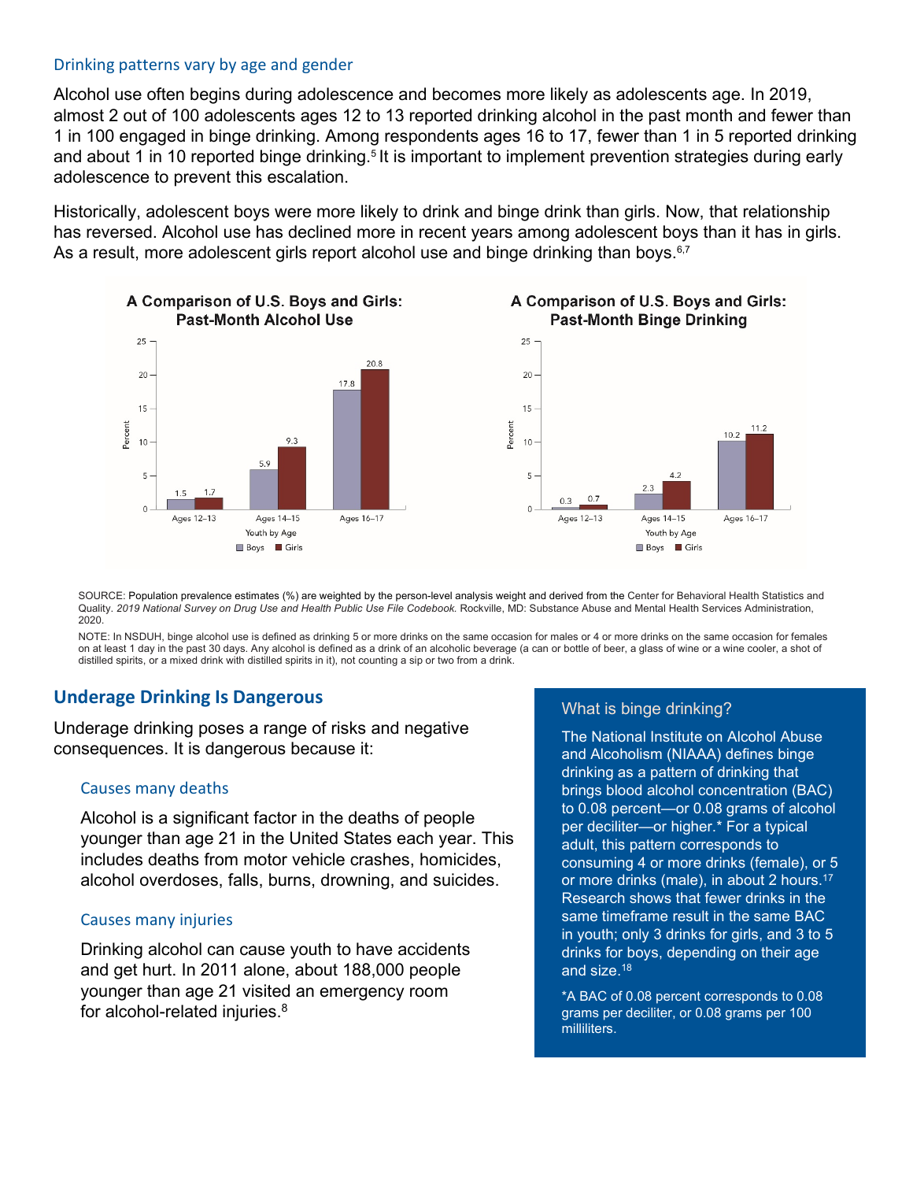### Drinking patterns vary by age and gender

Alcohol use often begins during adolescence and becomes more likely as adolescents age. In 2019, almost 2 out of 100 adolescents ages 12 to 13 reported drinking alcohol in the past month and fewer than 1 in 100 engaged in binge drinking. Among respondents ages 16 to 17, fewer than 1 in 5 reported drinking and about 1 in 10 reported binge drinking.[5] It is important to implement prevention strategies during early adolescence to prevent this escalation.

Historically, adolescent boys were more likely to drink and binge drink than girls. Now, that relationship has reversed. Alcohol use has declined more in recent years among adolescent boys than it has in girls. As a result, more adolescent girls report alcohol use and binge drinking than boys.[6,7]

**A Comparison of U.S. Boys and Girls: Past-Month Alcohol Use**

| Youth by Age | Boys (%) | Girls (%) |
|---|---|---|
| Ages 12–13 | 1.5 | 1.7 |
| Ages 14–15 | 5.9 | 9.3 |
| Ages 16–17 | 17.8 | 20.8 |

**A Comparison of U.S. Boys and Girls: Past-Month Binge Drinking**

| Youth by Age | Boys (%) | Girls (%) |
|---|---|---|
| Ages 12–13 | 0.3 | 0.7 |
| Ages 14–15 | 2.3 | 4.2 |
| Ages 16–17 | 10.2 | 11.2 |

SOURCE: Population prevalence estimates (%) are weighted by the person-level analysis weight and derived from the Center for Behavioral Health Statistics and Quality. *2019 National Survey on Drug Use and Health Public Use File Codebook.* Rockville, MD: Substance Abuse and Mental Health Services Administration, 2020.

NOTE: In NSDUH, binge alcohol use is defined as drinking 5 or more drinks on the same occasion for males or 4 or more drinks on the same occasion for females on at least 1 day in the past 30 days. Any alcohol is defined as a drink of an alcoholic beverage (a can or bottle of beer, a glass of wine or a wine cooler, a shot of distilled spirits, or a mixed drink with distilled spirits in it), not counting a sip or two from a drink.

## Underage Drinking Is Dangerous

Underage drinking poses a range of risks and negative consequences. It is dangerous because it:

### Causes many deaths

Alcohol is a significant factor in the deaths of people younger than age 21 in the United States each year. This includes deaths from motor vehicle crashes, homicides, alcohol overdoses, falls, burns, drowning, and suicides.

### Causes many injuries

Drinking alcohol can cause youth to have accidents and get hurt. In 2011 alone, about 188,000 people younger than age 21 visited an emergency room for alcohol-related injuries.[8]

### What is binge drinking?

The National Institute on Alcohol Abuse and Alcoholism (NIAAA) defines binge drinking as a pattern of drinking that brings blood alcohol concentration (BAC) to 0.08 percent—or 0.08 grams of alcohol per deciliter—or higher.* For a typical adult, this pattern corresponds to consuming 4 or more drinks (female), or 5 or more drinks (male), in about 2 hours.[17] Research shows that fewer drinks in the same timeframe result in the same BAC in youth; only 3 drinks for girls, and 3 to 5 drinks for boys, depending on their age and size.[18]

*A BAC of 0.08 percent corresponds to 0.08 grams per deciliter, or 0.08 grams per 100 milliliters.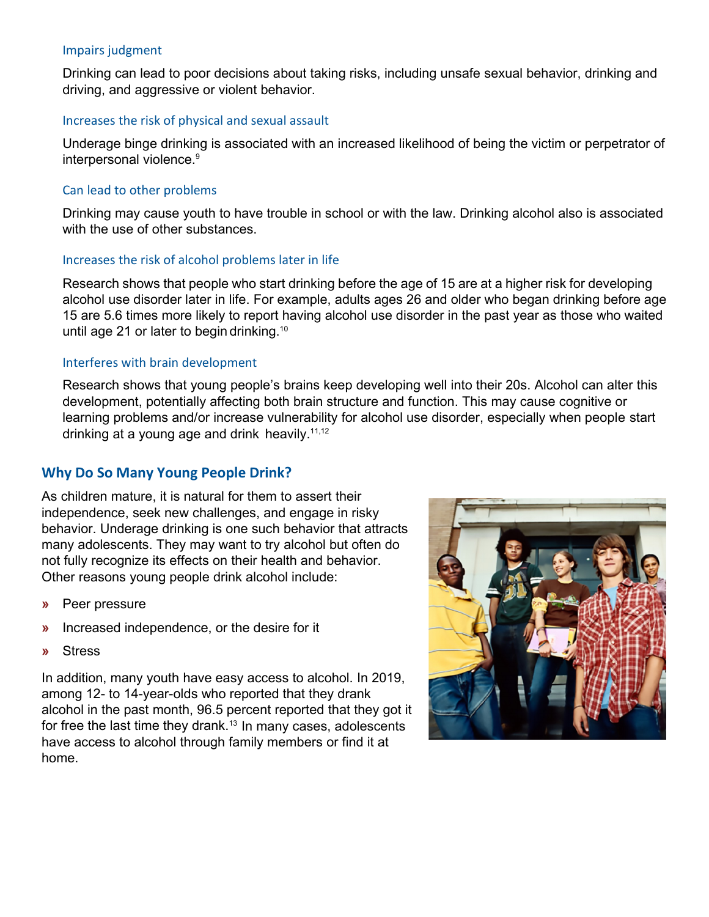### Impairs judgment

Drinking can lead to poor decisions about taking risks, including unsafe sexual behavior, drinking and driving, and aggressive or violent behavior.

### Increases the risk of physical and sexual assault

Underage binge drinking is associated with an increased likelihood of being the victim or perpetrator of interpersonal violence.[9]

### Can lead to other problems

Drinking may cause youth to have trouble in school or with the law. Drinking alcohol also is associated with the use of other substances.

### Increases the risk of alcohol problems later in life

Research shows that people who start drinking before the age of 15 are at a higher risk for developing alcohol use disorder later in life. For example, adults ages 26 and older who began drinking before age 15 are 5.6 times more likely to report having alcohol use disorder in the past year as those who waited until age 21 or later to begin drinking.[10]

### Interferes with brain development

Research shows that young people's brains keep developing well into their 20s. Alcohol can alter this development, potentially affecting both brain structure and function. This may cause cognitive or learning problems and/or increase vulnerability for alcohol use disorder, especially when people start drinking at a young age and drink heavily.[11,12]

## Why Do So Many Young People Drink?

As children mature, it is natural for them to assert their independence, seek new challenges, and engage in risky behavior. Underage drinking is one such behavior that attracts many adolescents. They may want to try alcohol but often do not fully recognize its effects on their health and behavior. Other reasons young people drink alcohol include:

- Peer pressure
- Increased independence, or the desire for it
- Stress

In addition, many youth have easy access to alcohol. In 2019, among 12- to 14-year-olds who reported that they drank alcohol in the past month, 96.5 percent reported that they got it for free the last time they drank.[13] In many cases, adolescents have access to alcohol through family members or find it at home.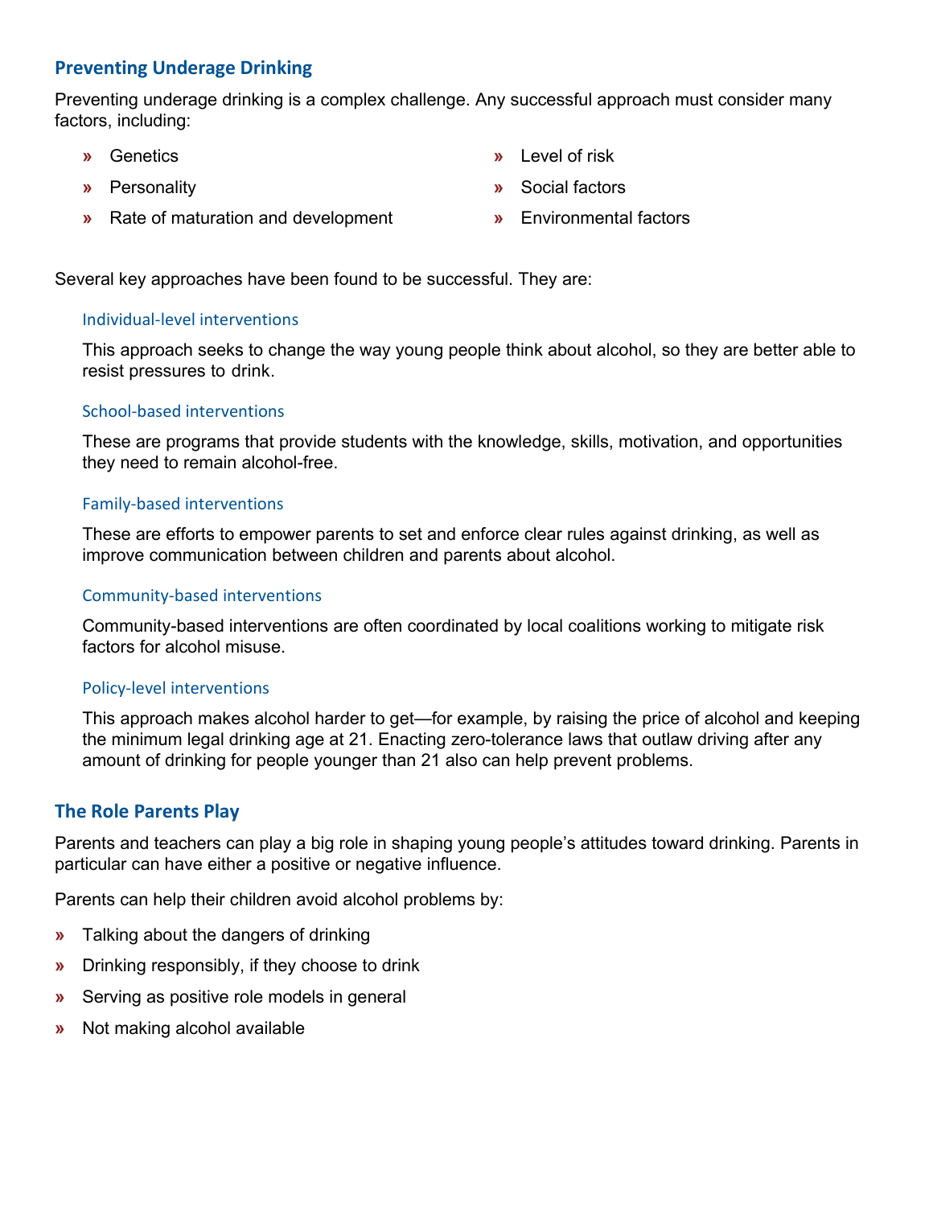## Preventing Underage Drinking

Preventing underage drinking is a complex challenge. Any successful approach must consider many factors, including:

- Genetics
- Personality
- Rate of maturation and development
- Level of risk
- Social factors
- Environmental factors

Several key approaches have been found to be successful. They are:

### Individual-level interventions

This approach seeks to change the way young people think about alcohol, so they are better able to resist pressures to drink.

### School-based interventions

These are programs that provide students with the knowledge, skills, motivation, and opportunities they need to remain alcohol-free.

### Family-based interventions

These are efforts to empower parents to set and enforce clear rules against drinking, as well as improve communication between children and parents about alcohol.

### Community-based interventions

Community-based interventions are often coordinated by local coalitions working to mitigate risk factors for alcohol misuse.

### Policy-level interventions

This approach makes alcohol harder to get—for example, by raising the price of alcohol and keeping the minimum legal drinking age at 21. Enacting zero-tolerance laws that outlaw driving after any amount of drinking for people younger than 21 also can help prevent problems.

## The Role Parents Play

Parents and teachers can play a big role in shaping young people's attitudes toward drinking. Parents in particular can have either a positive or negative influence.

Parents can help their children avoid alcohol problems by:

- Talking about the dangers of drinking
- Drinking responsibly, if they choose to drink
- Serving as positive role models in general
- Not making alcohol available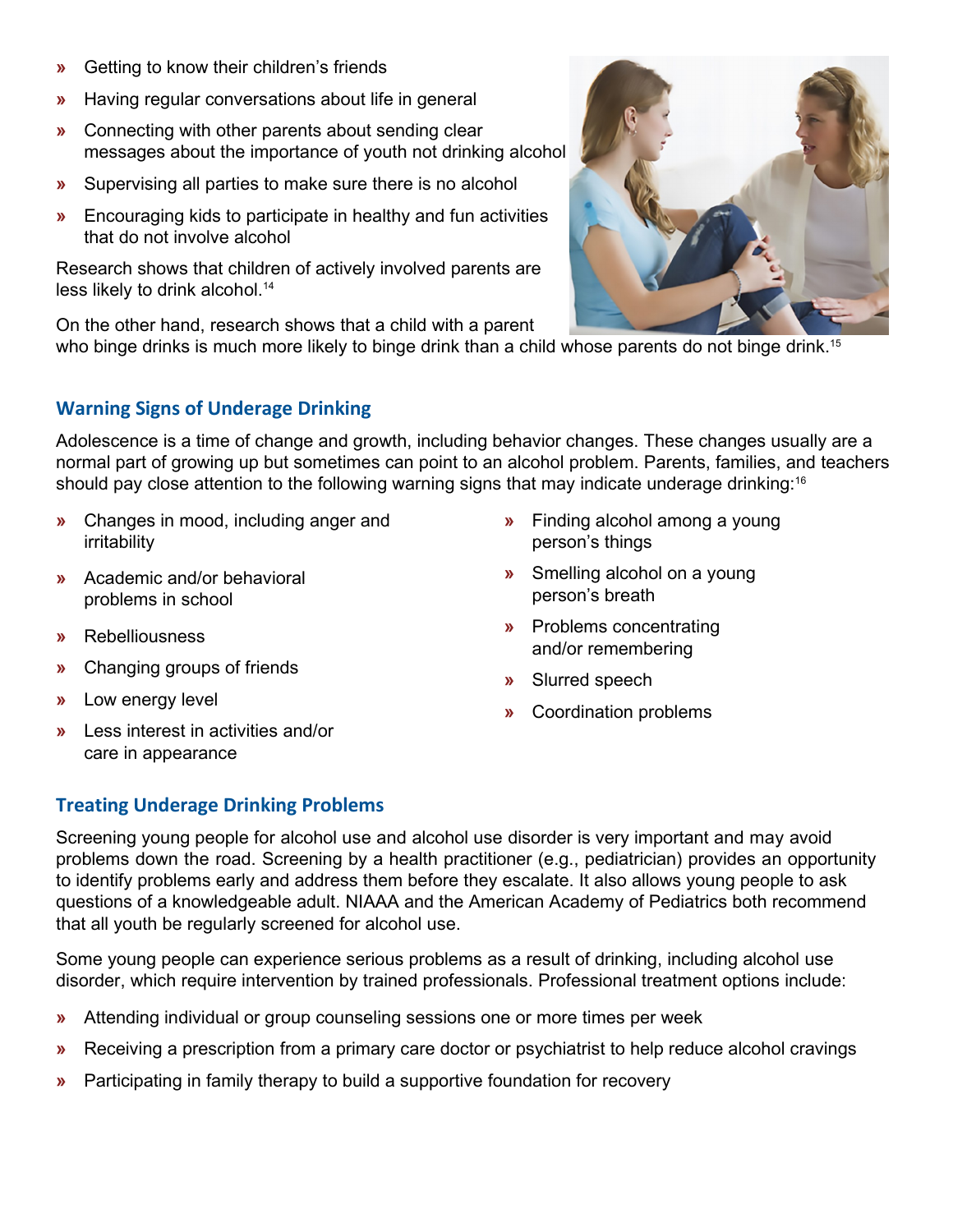- Getting to know their children's friends
- Having regular conversations about life in general
- Connecting with other parents about sending clear messages about the importance of youth not drinking alcohol
- Supervising all parties to make sure there is no alcohol
- Encouraging kids to participate in healthy and fun activities that do not involve alcohol

Research shows that children of actively involved parents are less likely to drink alcohol.[14]

On the other hand, research shows that a child with a parent who binge drinks is much more likely to binge drink than a child whose parents do not binge drink.[15]

## Warning Signs of Underage Drinking

Adolescence is a time of change and growth, including behavior changes. These changes usually are a normal part of growing up but sometimes can point to an alcohol problem. Parents, families, and teachers should pay close attention to the following warning signs that may indicate underage drinking:[16]

- Changes in mood, including anger and irritability
- Academic and/or behavioral problems in school
- Rebelliousness
- Changing groups of friends
- Low energy level
- Less interest in activities and/or care in appearance
- Finding alcohol among a young person's things
- Smelling alcohol on a young person's breath
- Problems concentrating and/or remembering
- Slurred speech
- Coordination problems

## Treating Underage Drinking Problems

Screening young people for alcohol use and alcohol use disorder is very important and may avoid problems down the road. Screening by a health practitioner (e.g., pediatrician) provides an opportunity to identify problems early and address them before they escalate. It also allows young people to ask questions of a knowledgeable adult. NIAAA and the American Academy of Pediatrics both recommend that all youth be regularly screened for alcohol use.

Some young people can experience serious problems as a result of drinking, including alcohol use disorder, which require intervention by trained professionals. Professional treatment options include:

- Attending individual or group counseling sessions one or more times per week
- Receiving a prescription from a primary care doctor or psychiatrist to help reduce alcohol cravings
- Participating in family therapy to build a supportive foundation for recovery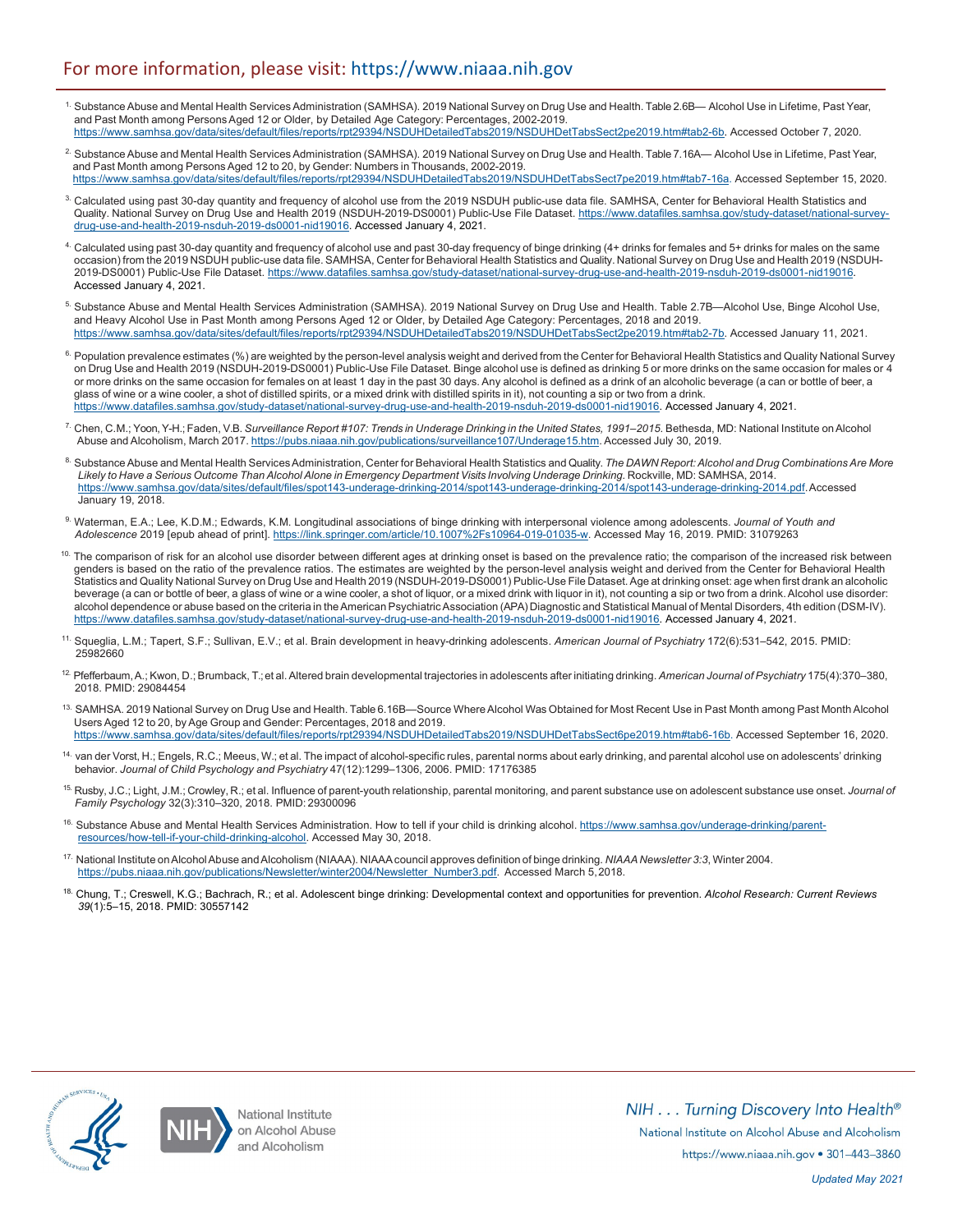## For more information, please visit: https://www.niaaa.nih.gov

1. Substance Abuse and Mental Health Services Administration (SAMHSA). 2019 National Survey on Drug Use and Health. Table 2.6B— Alcohol Use in Lifetime, Past Year, and Past Month among Persons Aged 12 or Older, by Detailed Age Category: Percentages, 2002-2019. https://www.samhsa.gov/data/sites/default/files/reports/rpt29394/NSDUHDetailedTabs2019/NSDUHDetTabsSect2pe2019.htm#tab2-6b. Accessed October 7, 2020.

2. Substance Abuse and Mental Health Services Administration (SAMHSA). 2019 National Survey on Drug Use and Health. Table 7.16A— Alcohol Use in Lifetime, Past Year, and Past Month among Persons Aged 12 to 20, by Gender: Numbers in Thousands, 2002-2019. https://www.samhsa.gov/data/sites/default/files/reports/rpt29394/NSDUHDetailedTabs2019/NSDUHDetTabsSect7pe2019.htm#tab7-16a. Accessed September 15, 2020.

3. Calculated using past 30-day quantity and frequency of alcohol use from the 2019 NSDUH public-use data file. SAMHSA, Center for Behavioral Health Statistics and Quality. National Survey on Drug Use and Health 2019 (NSDUH-2019-DS0001) Public-Use File Dataset. https://www.datafiles.samhsa.gov/study-dataset/national-survey-drug-use-and-health-2019-nsduh-2019-ds0001-nid19016. Accessed January 4, 2021.

4. Calculated using past 30-day quantity and frequency of alcohol use and past 30-day frequency of binge drinking (4+ drinks for females and 5+ drinks for males on the same occasion) from the 2019 NSDUH public-use data file. SAMHSA, Center for Behavioral Health Statistics and Quality. National Survey on Drug Use and Health 2019 (NSDUH-2019-DS0001) Public-Use File Dataset. https://www.datafiles.samhsa.gov/study-dataset/national-survey-drug-use-and-health-2019-nsduh-2019-ds0001-nid19016. Accessed January 4, 2021.

5. Substance Abuse and Mental Health Services Administration (SAMHSA). 2019 National Survey on Drug Use and Health. Table 2.7B—Alcohol Use, Binge Alcohol Use, and Heavy Alcohol Use in Past Month among Persons Aged 12 or Older, by Detailed Age Category: Percentages, 2018 and 2019. https://www.samhsa.gov/data/sites/default/files/reports/rpt29394/NSDUHDetailedTabs2019/NSDUHDetTabsSect2pe2019.htm#tab2-7b. Accessed January 11, 2021.

6. Population prevalence estimates (%) are weighted by the person-level analysis weight and derived from the Center for Behavioral Health Statistics and Quality National Survey on Drug Use and Health 2019 (NSDUH-2019-DS0001) Public-Use File Dataset. Binge alcohol use is defined as drinking 5 or more drinks on the same occasion for males or 4 or more drinks on the same occasion for females on at least 1 day in the past 30 days. Any alcohol is defined as a drink of an alcoholic beverage (a can or bottle of beer, a glass of wine or a wine cooler, a shot of distilled spirits, or a mixed drink with distilled spirits in it), not counting a sip or two from a drink. https://www.datafiles.samhsa.gov/study-dataset/national-survey-drug-use-and-health-2019-nsduh-2019-ds0001-nid19016. Accessed January 4, 2021.

7. Chen, C.M.; Yoon, Y-H.; Faden, V.B. *Surveillance Report #107: Trends in Underage Drinking in the United States, 1991–2015*. Bethesda, MD: National Institute on Alcohol Abuse and Alcoholism, March 2017. https://pubs.niaaa.nih.gov/publications/surveillance107/Underage15.htm. Accessed July 30, 2019.

8. Substance Abuse and Mental Health Services Administration, Center for Behavioral Health Statistics and Quality. *The DAWN Report: Alcohol and Drug Combinations Are More Likely to Have a Serious Outcome Than Alcohol Alone in Emergency Department Visits Involving Underage Drinking*. Rockville, MD: SAMHSA, 2014. https://www.samhsa.gov/data/sites/default/files/spot143-underage-drinking-2014/spot143-underage-drinking-2014/spot143-underage-drinking-2014.pdf. Accessed January 19, 2018.

9. Waterman, E.A.; Lee, K.D.M.; Edwards, K.M. Longitudinal associations of binge drinking with interpersonal violence among adolescents. *Journal of Youth and Adolescence* 2019 [epub ahead of print]. https://link.springer.com/article/10.1007%2Fs10964-019-01035-w. Accessed May 16, 2019. PMID: 31079263

10. The comparison of risk for an alcohol use disorder between different ages at drinking onset is based on the prevalence ratio; the comparison of the increased risk between genders is based on the ratio of the prevalence ratios. The estimates are weighted by the person-level analysis weight and derived from the Center for Behavioral Health Statistics and Quality National Survey on Drug Use and Health 2019 (NSDUH-2019-DS0001) Public-Use File Dataset. Age at drinking onset: age when first drank an alcoholic beverage (a can or bottle of beer, a glass of wine or a wine cooler, a shot of liquor, or a mixed drink with liquor in it), not counting a sip or two from a drink. Alcohol use disorder: alcohol dependence or abuse based on the criteria in the American Psychiatric Association (APA) Diagnostic and Statistical Manual of Mental Disorders, 4th edition (DSM-IV). https://www.datafiles.samhsa.gov/study-dataset/national-survey-drug-use-and-health-2019-nsduh-2019-ds0001-nid19016. Accessed January 4, 2021.

11. Squeglia, L.M.; Tapert, S.F.; Sullivan, E.V.; et al. Brain development in heavy-drinking adolescents. *American Journal of Psychiatry* 172(6):531–542, 2015. PMID: 25982660

12. Pfefferbaum, A.; Kwon, D.; Brumback, T.; et al. Altered brain developmental trajectories in adolescents after initiating drinking. *American Journal of Psychiatry* 175(4):370–380, 2018. PMID: 29084454

13. SAMHSA. 2019 National Survey on Drug Use and Health. Table 6.16B—Source Where Alcohol Was Obtained for Most Recent Use in Past Month among Past Month Alcohol Users Aged 12 to 20, by Age Group and Gender: Percentages, 2018 and 2019. https://www.samhsa.gov/data/sites/default/files/reports/rpt29394/NSDUHDetailedTabs2019/NSDUHDetTabsSect6pe2019.htm#tab6-16b. Accessed September 16, 2020.

14. van der Vorst, H.; Engels, R.C.; Meeus, W.; et al. The impact of alcohol-specific rules, parental norms about early drinking, and parental alcohol use on adolescents' drinking behavior. *Journal of Child Psychology and Psychiatry* 47(12):1299–1306, 2006. PMID: 17176385

15. Rusby, J.C.; Light, J.M.; Crowley, R.; et al. Influence of parent-youth relationship, parental monitoring, and parent substance use on adolescent substance use onset. *Journal of Family Psychology* 32(3):310–320, 2018. PMID: 29300096

16. Substance Abuse and Mental Health Services Administration. How to tell if your child is drinking alcohol. https://www.samhsa.gov/underage-drinking/parent-resources/how-tell-if-your-child-drinking-alcohol. Accessed May 30, 2018.

17. National Institute on Alcohol Abuse and Alcoholism (NIAAA). NIAAA council approves definition of binge drinking. *NIAAA Newsletter 3:3*, Winter 2004. https://pubs.niaaa.nih.gov/publications/Newsletter/winter2004/Newsletter_Number3.pdf. Accessed March 5, 2018.

18. Chung, T.; Creswell, K.G.; Bachrach, R.; et al. Adolescent binge drinking: Developmental context and opportunities for prevention. *Alcohol Research: Current Reviews 39*(1):5–15, 2018. PMID: 30557142

National Institute on Alcohol Abuse and Alcoholism

*NIH . . . Turning Discovery Into Health®*

National Institute on Alcohol Abuse and Alcoholism

https://www.niaaa.nih.gov • 301–443–3860

*Updated May 2021*